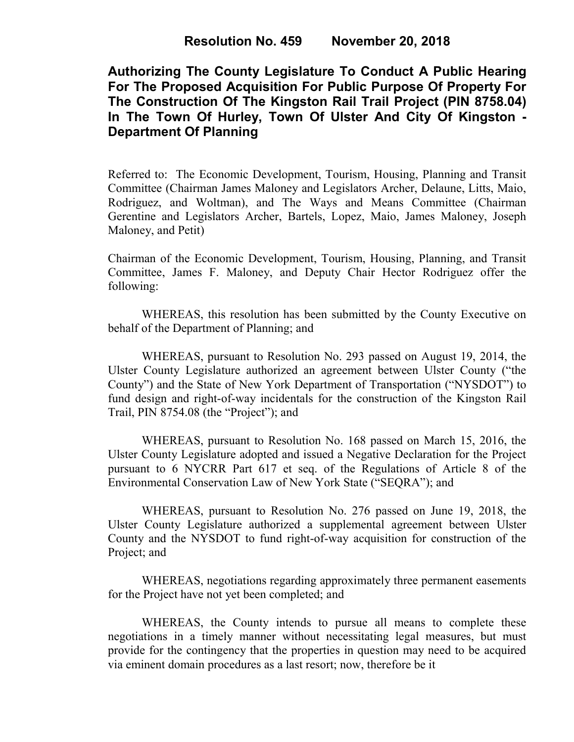**Resolution No. 459 November 20, 2018**

# Authorizing The County Legislature To Conduct A Public Hearing For The Proposed Acquisition For Public Purpose Of Property For The Construction Of The Kingston Rail Trail Project (PIN 8758.04) In The Town Of Hurley, Town Of Ulster And City Of Kingston - Department Of Planning

Referred to: The Economic Development, Tourism, Housing, Planning and Transit Committee (Chairman James Maloney and Legislators Archer, Delaune, Litts, Maio, Rodriguez, and Woltman), and The Ways and Means Committee (Chairman Gerentine and Legislators Archer, Bartels, Lopez, Maio, James Maloney, Joseph Maloney, and Petit)

Chairman of the Economic Development, Tourism, Housing, Planning, and Transit Committee, James F. Maloney, and Deputy Chair Hector Rodriguez offer the following:

WHEREAS, this resolution has been submitted by the County Executive on behalf of the Department of Planning; and

WHEREAS, pursuant to Resolution No. 293 passed on August 19, 2014, the Ulster County Legislature authorized an agreement between Ulster County ("the County") and the State of New York Department of Transportation ("NYSDOT") to fund design and right-of-way incidentals for the construction of the Kingston Rail Trail, PIN 8754.08 (the "Project"); and

WHEREAS, pursuant to Resolution No. 168 passed on March 15, 2016, the Ulster County Legislature adopted and issued a Negative Declaration for the Project pursuant to 6 NYCRR Part 617 et seq. of the Regulations of Article 8 of the Environmental Conservation Law of New York State ("SEQRA"); and

WHEREAS, pursuant to Resolution No. 276 passed on June 19, 2018, the Ulster County Legislature authorized a supplemental agreement between Ulster County and the NYSDOT to fund right-of-way acquisition for construction of the Project; and

WHEREAS, negotiations regarding approximately three permanent easements for the Project have not yet been completed; and

WHEREAS, the County intends to pursue all means to complete these negotiations in a timely manner without necessitating legal measures, but must provide for the contingency that the properties in question may need to be acquired via eminent domain procedures as a last resort; now, therefore be it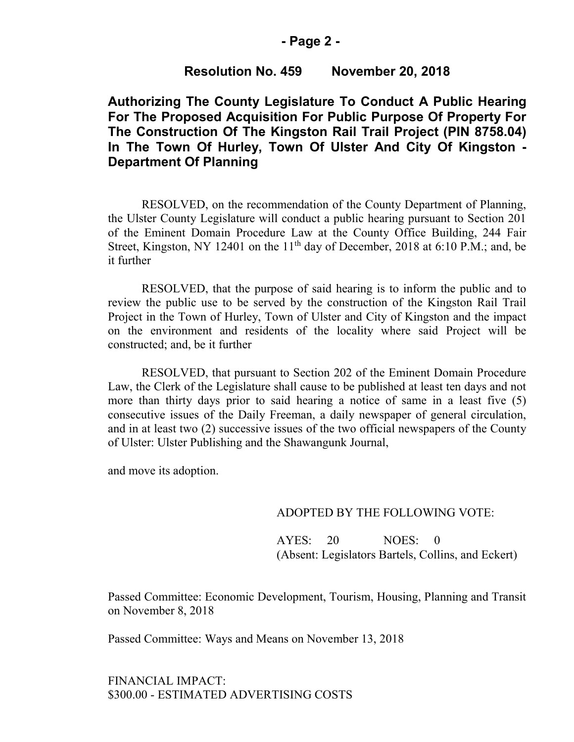## Resolution No. 459 November 20, 2018

## Authorizing The County Legislature To Conduct A Public Hearing For The Proposed Acquisition For Public Purpose Of Property For The Construction Of The Kingston Rail Trail Project (PIN 8758.04) In The Town Of Hurley, Town Of Ulster And City Of Kingston - Department Of Planning

RESOLVED, on the recommendation of the County Department of Planning, the Ulster County Legislature will conduct a public hearing pursuant to Section 201 of the Eminent Domain Procedure Law at the County Office Building, 244 Fair Street, Kingston, NY 12401 on the 11th day of December, 2018 at 6:10 P.M.; and, be it further

RESOLVED, that the purpose of said hearing is to inform the public and to review the public use to be served by the construction of the Kingston Rail Trail Project in the Town of Hurley, Town of Ulster and City of Kingston and the impact on the environment and residents of the locality where said Project will be constructed; and, be it further

RESOLVED, that pursuant to Section 202 of the Eminent Domain Procedure Law, the Clerk of the Legislature shall cause to be published at least ten days and not more than thirty days prior to said hearing a notice of same in a least five (5) consecutive issues of the Daily Freeman, a daily newspaper of general circulation, and in at least two (2) successive issues of the two official newspapers of the County of Ulster: Ulster Publishing and the Shawangunk Journal,

and move its adoption.

ADOPTED BY THE FOLLOWING VOTE:

AYES: 20 NOES: 0
(Absent: Legislators Bartels, Collins, and Eckert)

Passed Committee: Economic Development, Tourism, Housing, Planning and Transit on November 8, 2018

Passed Committee: Ways and Means on November 13, 2018

FINANCIAL IMPACT:
$300.00 - ESTIMATED ADVERTISING COSTS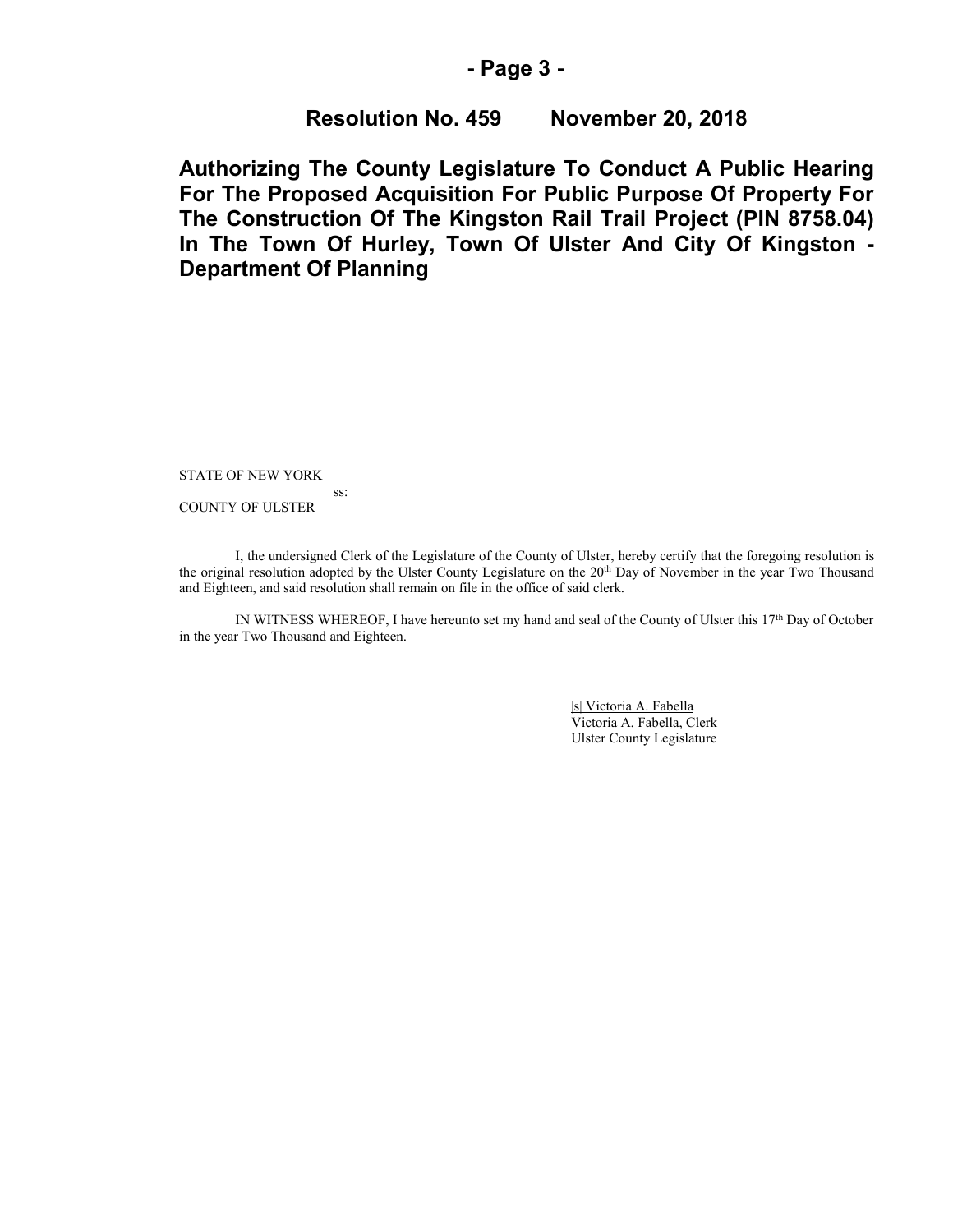## Resolution No. 459 November 20, 2018

**Authorizing The County Legislature To Conduct A Public Hearing For The Proposed Acquisition For Public Purpose Of Property For The Construction Of The Kingston Rail Trail Project (PIN 8758.04) In The Town Of Hurley, Town Of Ulster And City Of Kingston - Department Of Planning**

STATE OF NEW YORK
ss:
COUNTY OF ULSTER

I, the undersigned Clerk of the Legislature of the County of Ulster, hereby certify that the foregoing resolution is the original resolution adopted by the Ulster County Legislature on the 20th Day of November in the year Two Thousand and Eighteen, and said resolution shall remain on file in the office of said clerk.

IN WITNESS WHEREOF, I have hereunto set my hand and seal of the County of Ulster this 17th Day of October in the year Two Thousand and Eighteen.

|s| Victoria A. Fabella
Victoria A. Fabella, Clerk
Ulster County Legislature